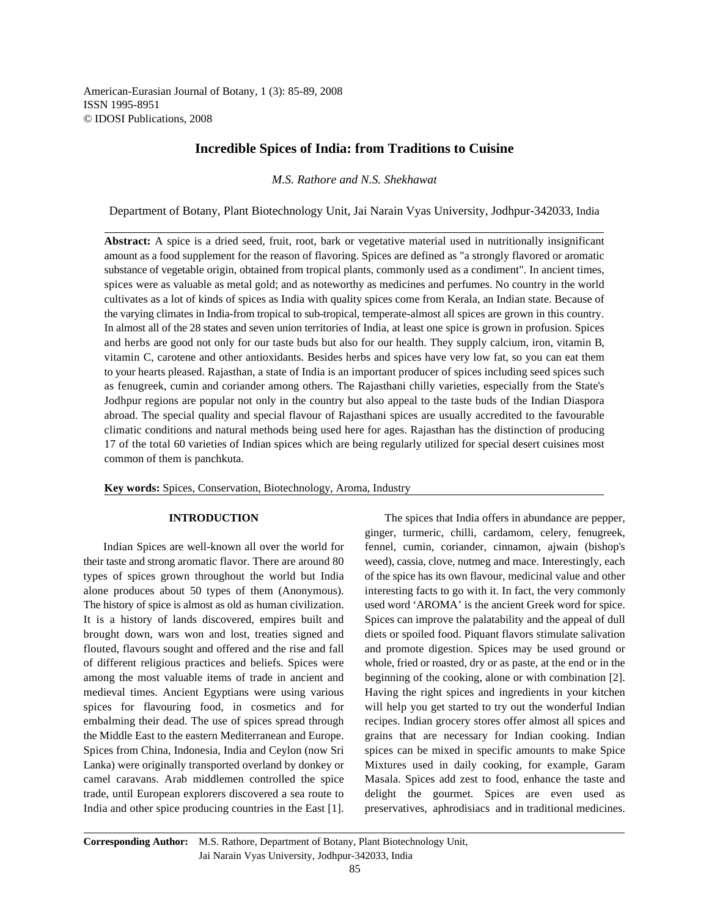American-Eurasian Journal of Botany, 1 (3): 85-89, 2008
ISSN 1995-8951
© IDOSI Publications, 2008

# Incredible Spices of India: from Traditions to Cuisine

*M.S. Rathore and N.S. Shekhawat*

Department of Botany, Plant Biotechnology Unit, Jai Narain Vyas University, Jodhpur-342033, India

**Abstract:** A spice is a dried seed, fruit, root, bark or vegetative material used in nutritionally insignificant amount as a food supplement for the reason of flavoring. Spices are defined as "a strongly flavored or aromatic substance of vegetable origin, obtained from tropical plants, commonly used as a condiment". In ancient times, spices were as valuable as metal gold; and as noteworthy as medicines and perfumes. No country in the world cultivates as a lot of kinds of spices as India with quality spices come from Kerala, an Indian state. Because of the varying climates in India-from tropical to sub-tropical, temperate-almost all spices are grown in this country. In almost all of the 28 states and seven union territories of India, at least one spice is grown in profusion. Spices and herbs are good not only for our taste buds but also for our health. They supply calcium, iron, vitamin B, vitamin C, carotene and other antioxidants. Besides herbs and spices have very low fat, so you can eat them to your hearts pleased. Rajasthan, a state of India is an important producer of spices including seed spices such as fenugreek, cumin and coriander among others. The Rajasthani chilly varieties, especially from the State's Jodhpur regions are popular not only in the country but also appeal to the taste buds of the Indian Diaspora abroad. The special quality and special flavour of Rajasthani spices are usually accredited to the favourable climatic conditions and natural methods being used here for ages. Rajasthan has the distinction of producing 17 of the total 60 varieties of Indian spices which are being regularly utilized for special desert cuisines most common of them is panchkuta.

**Key words:** Spices, Conservation, Biotechnology, Aroma, Industry

## INTRODUCTION

Indian Spices are well-known all over the world for their taste and strong aromatic flavor. There are around 80 types of spices grown throughout the world but India alone produces about 50 types of them (Anonymous). The history of spice is almost as old as human civilization. It is a history of lands discovered, empires built and brought down, wars won and lost, treaties signed and flouted, flavours sought and offered and the rise and fall of different religious practices and beliefs. Spices were among the most valuable items of trade in ancient and medieval times. Ancient Egyptians were using various spices for flavouring food, in cosmetics and for embalming their dead. The use of spices spread through the Middle East to the eastern Mediterranean and Europe. Spices from China, Indonesia, India and Ceylon (now Sri Lanka) were originally transported overland by donkey or camel caravans. Arab middlemen controlled the spice trade, until European explorers discovered a sea route to India and other spice producing countries in the East [1].

The spices that India offers in abundance are pepper, ginger, turmeric, chilli, cardamom, celery, fenugreek, fennel, cumin, coriander, cinnamon, ajwain (bishop's weed), cassia, clove, nutmeg and mace. Interestingly, each of the spice has its own flavour, medicinal value and other interesting facts to go with it. In fact, the very commonly used word 'AROMA' is the ancient Greek word for spice. Spices can improve the palatability and the appeal of dull diets or spoiled food. Piquant flavors stimulate salivation and promote digestion. Spices may be used ground or whole, fried or roasted, dry or as paste, at the end or in the beginning of the cooking, alone or with combination [2]. Having the right spices and ingredients in your kitchen will help you get started to try out the wonderful Indian recipes. Indian grocery stores offer almost all spices and grains that are necessary for Indian cooking. Indian spices can be mixed in specific amounts to make Spice Mixtures used in daily cooking, for example, Garam Masala. Spices add zest to food, enhance the taste and delight the gourmet. Spices are even used as preservatives, aphrodisiacs and in traditional medicines.

**Corresponding Author:** M.S. Rathore, Department of Botany, Plant Biotechnology Unit, Jai Narain Vyas University, Jodhpur-342033, India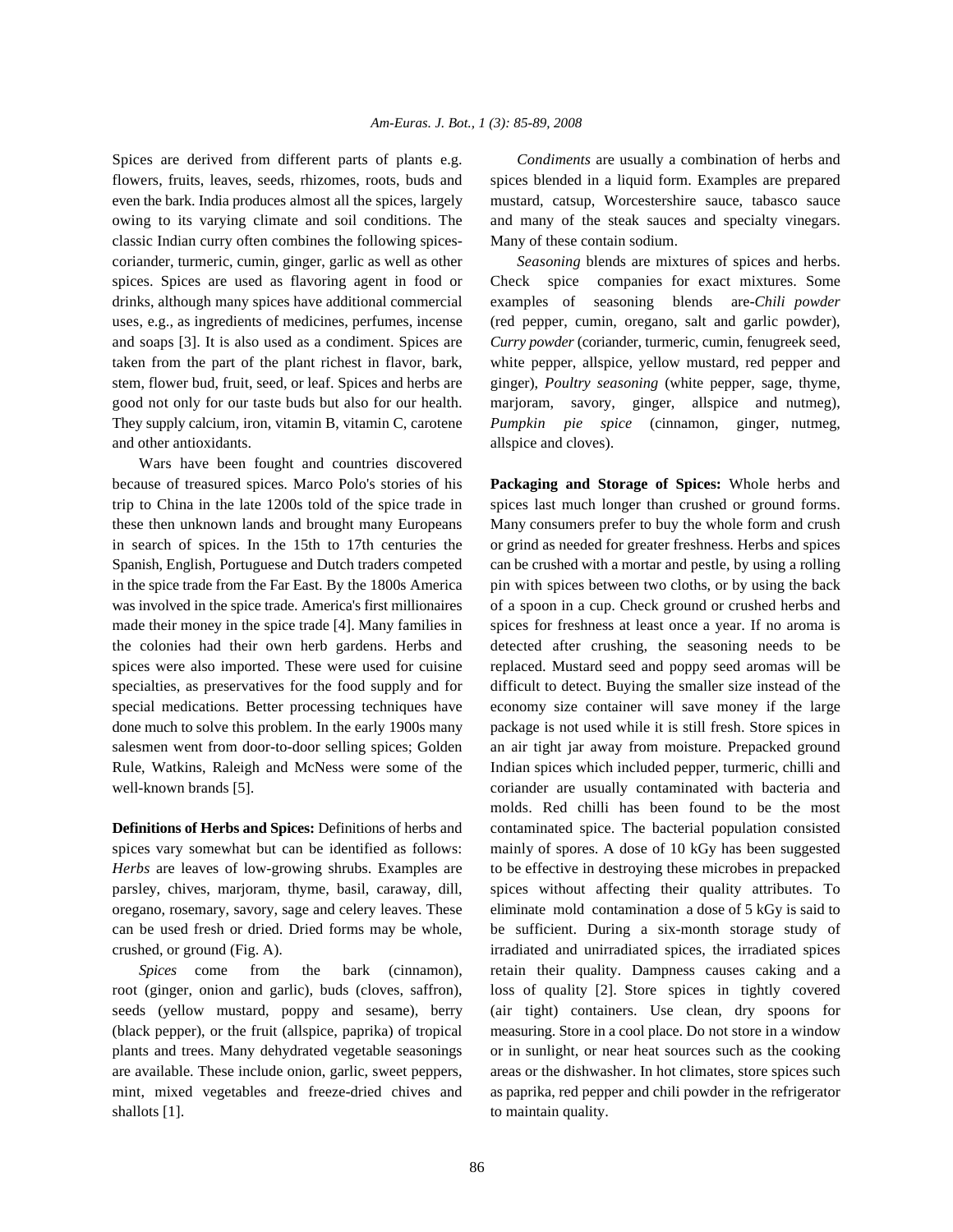Spices are derived from different parts of plants e.g. flowers, fruits, leaves, seeds, rhizomes, roots, buds and even the bark. India produces almost all the spices, largely owing to its varying climate and soil conditions. The classic Indian curry often combines the following spices-coriander, turmeric, cumin, ginger, garlic as well as other spices. Spices are used as flavoring agent in food or drinks, although many spices have additional commercial uses, e.g., as ingredients of medicines, perfumes, incense and soaps [3]. It is also used as a condiment. Spices are taken from the part of the plant richest in flavor, bark, stem, flower bud, fruit, seed, or leaf. Spices and herbs are good not only for our taste buds but also for our health. They supply calcium, iron, vitamin B, vitamin C, carotene and other antioxidants.

Wars have been fought and countries discovered because of treasured spices. Marco Polo's stories of his trip to China in the late 1200s told of the spice trade in these then unknown lands and brought many Europeans in search of spices. In the 15th to 17th centuries the Spanish, English, Portuguese and Dutch traders competed in the spice trade from the Far East. By the 1800s America was involved in the spice trade. America's first millionaires made their money in the spice trade [4]. Many families in the colonies had their own herb gardens. Herbs and spices were also imported. These were used for cuisine specialties, as preservatives for the food supply and for special medications. Better processing techniques have done much to solve this problem. In the early 1900s many salesmen went from door-to-door selling spices; Golden Rule, Watkins, Raleigh and McNess were some of the well-known brands [5].

**Definitions of Herbs and Spices:** Definitions of herbs and spices vary somewhat but can be identified as follows: *Herbs* are leaves of low-growing shrubs. Examples are parsley, chives, marjoram, thyme, basil, caraway, dill, oregano, rosemary, savory, sage and celery leaves. These can be used fresh or dried. Dried forms may be whole, crushed, or ground (Fig. A).

*Spices* come from the bark (cinnamon), root (ginger, onion and garlic), buds (cloves, saffron), seeds (yellow mustard, poppy and sesame), berry (black pepper), or the fruit (allspice, paprika) of tropical plants and trees. Many dehydrated vegetable seasonings are available. These include onion, garlic, sweet peppers, mint, mixed vegetables and freeze-dried chives and shallots [1].

*Condiments* are usually a combination of herbs and spices blended in a liquid form. Examples are prepared mustard, catsup, Worcestershire sauce, tabasco sauce and many of the steak sauces and specialty vinegars. Many of these contain sodium.

*Seasoning* blends are mixtures of spices and herbs. Check spice companies for exact mixtures. Some examples of seasoning blends are-*Chili powder* (red pepper, cumin, oregano, salt and garlic powder), *Curry powder* (coriander, turmeric, cumin, fenugreek seed, white pepper, allspice, yellow mustard, red pepper and ginger), *Poultry seasoning* (white pepper, sage, thyme, marjoram, savory, ginger, allspice and nutmeg), *Pumpkin pie spice* (cinnamon, ginger, nutmeg, allspice and cloves).

**Packaging and Storage of Spices:** Whole herbs and spices last much longer than crushed or ground forms. Many consumers prefer to buy the whole form and crush or grind as needed for greater freshness. Herbs and spices can be crushed with a mortar and pestle, by using a rolling pin with spices between two cloths, or by using the back of a spoon in a cup. Check ground or crushed herbs and spices for freshness at least once a year. If no aroma is detected after crushing, the seasoning needs to be replaced. Mustard seed and poppy seed aromas will be difficult to detect. Buying the smaller size instead of the economy size container will save money if the large package is not used while it is still fresh. Store spices in an air tight jar away from moisture. Prepacked ground Indian spices which included pepper, turmeric, chilli and coriander are usually contaminated with bacteria and molds. Red chilli has been found to be the most contaminated spice. The bacterial population consisted mainly of spores. A dose of 10 kGy has been suggested to be effective in destroying these microbes in prepacked spices without affecting their quality attributes. To eliminate mold contamination a dose of 5 kGy is said to be sufficient. During a six-month storage study of irradiated and unirradiated spices, the irradiated spices retain their quality. Dampness causes caking and a loss of quality [2]. Store spices in tightly covered (air tight) containers. Use clean, dry spoons for measuring. Store in a cool place. Do not store in a window or in sunlight, or near heat sources such as the cooking areas or the dishwasher. In hot climates, store spices such as paprika, red pepper and chili powder in the refrigerator to maintain quality.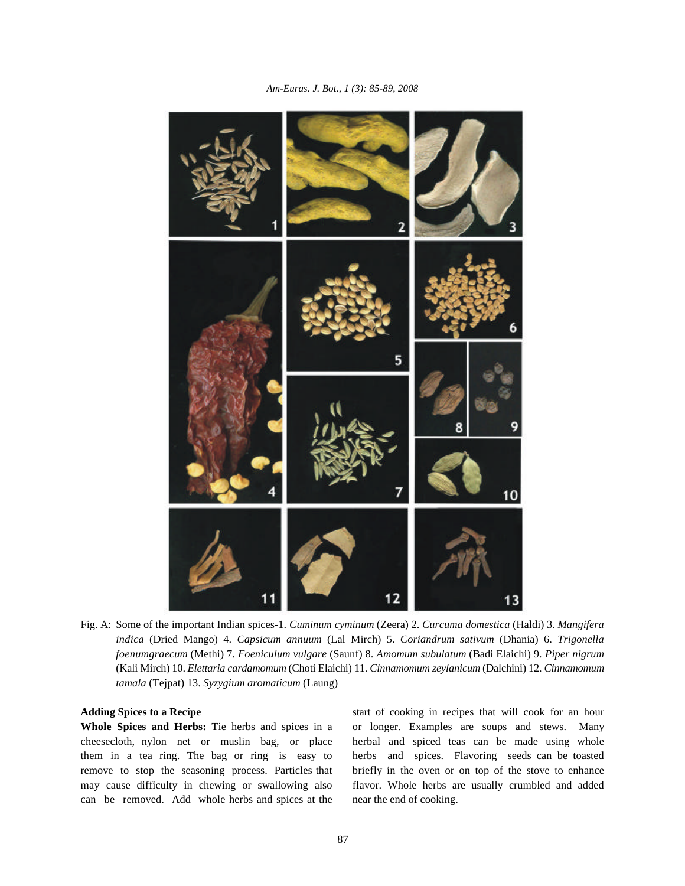Fig. A: Some of the important Indian spices-1. *Cuminum cyminum* (Zeera) 2. *Curcuma domestica* (Haldi) 3. *Mangifera indica* (Dried Mango) 4. *Capsicum annuum* (Lal Mirch) 5. *Coriandrum sativum* (Dhania) 6. *Trigonella foenumgraecum* (Methi) 7. *Foeniculum vulgare* (Saunf) 8. *Amomum subulatum* (Badi Elaichi) 9. *Piper nigrum* (Kali Mirch) 10. *Elettaria cardamomum* (Choti Elaichi) 11. *Cinnamomum zeylanicum* (Dalchini) 12. *Cinnamomum tamala* (Tejpat) 13. *Syzygium aromaticum* (Laung)

**Adding Spices to a Recipe**

**Whole Spices and Herbs:** Tie herbs and spices in a cheesecloth, nylon net or muslin bag, or place them in a tea ring. The bag or ring is easy to remove to stop the seasoning process. Particles that may cause difficulty in chewing or swallowing also can be removed. Add whole herbs and spices at the start of cooking in recipes that will cook for an hour or longer. Examples are soups and stews. Many herbal and spiced teas can be made using whole herbs and spices. Flavoring seeds can be toasted briefly in the oven or on top of the stove to enhance flavor. Whole herbs are usually crumbled and added near the end of cooking.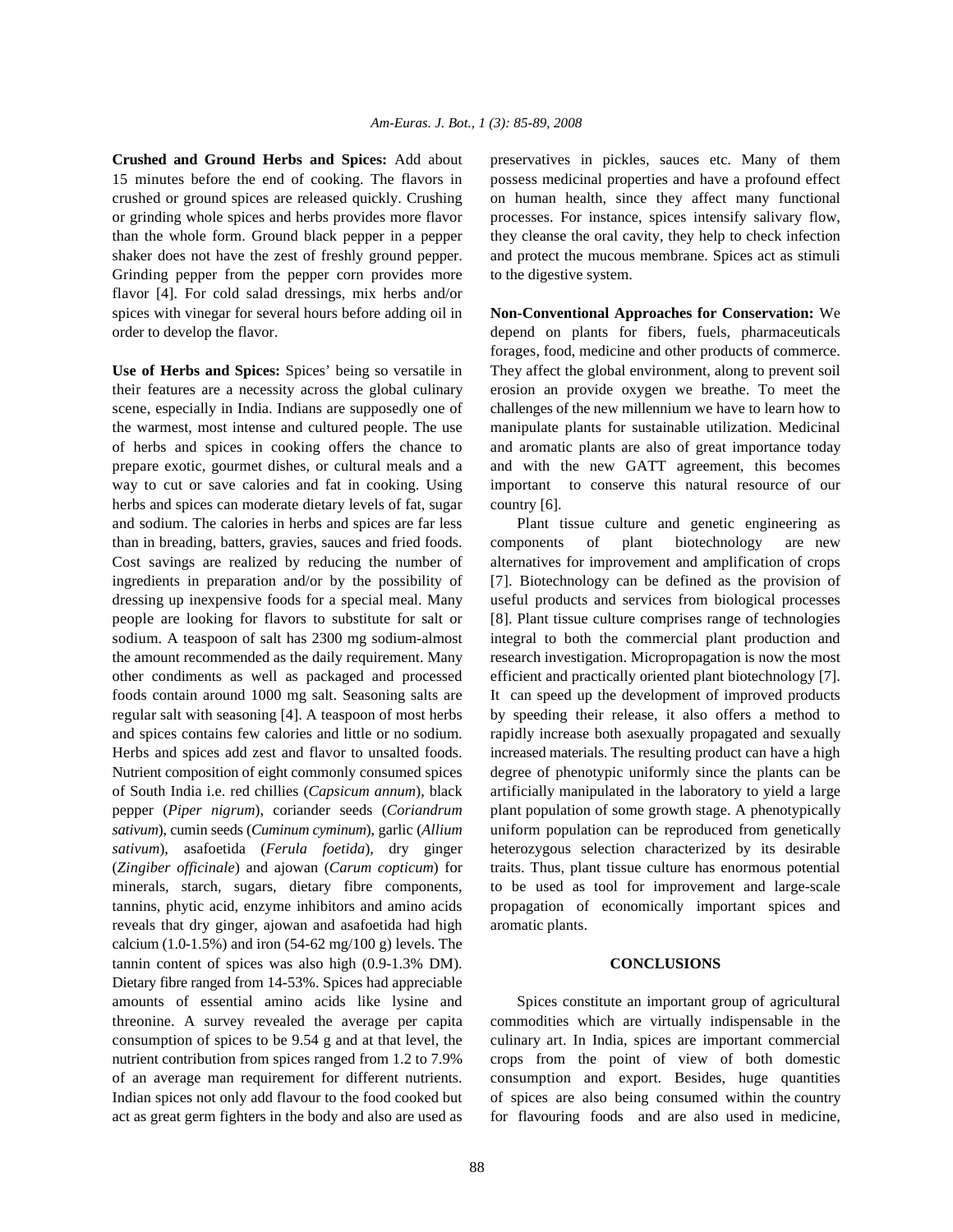**Crushed and Ground Herbs and Spices:** Add about 15 minutes before the end of cooking. The flavors in crushed or ground spices are released quickly. Crushing or grinding whole spices and herbs provides more flavor than the whole form. Ground black pepper in a pepper shaker does not have the zest of freshly ground pepper. Grinding pepper from the pepper corn provides more flavor [4]. For cold salad dressings, mix herbs and/or spices with vinegar for several hours before adding oil in order to develop the flavor.

**Use of Herbs and Spices:** Spices' being so versatile in their features are a necessity across the global culinary scene, especially in India. Indians are supposedly one of the warmest, most intense and cultured people. The use of herbs and spices in cooking offers the chance to prepare exotic, gourmet dishes, or cultural meals and a way to cut or save calories and fat in cooking. Using herbs and spices can moderate dietary levels of fat, sugar and sodium. The calories in herbs and spices are far less than in breading, batters, gravies, sauces and fried foods. Cost savings are realized by reducing the number of ingredients in preparation and/or by the possibility of dressing up inexpensive foods for a special meal. Many people are looking for flavors to substitute for salt or sodium. A teaspoon of salt has 2300 mg sodium-almost the amount recommended as the daily requirement. Many other condiments as well as packaged and processed foods contain around 1000 mg salt. Seasoning salts are regular salt with seasoning [4]. A teaspoon of most herbs and spices contains few calories and little or no sodium. Herbs and spices add zest and flavor to unsalted foods. Nutrient composition of eight commonly consumed spices of South India i.e. red chillies (*Capsicum annum*), black pepper (*Piper nigrum*), coriander seeds (*Coriandrum sativum*), cumin seeds (*Cuminum cyminum*), garlic (*Allium sativum*), asafoetida (*Ferula foetida*), dry ginger (*Zingiber officinale*) and ajowan (*Carum copticum*) for minerals, starch, sugars, dietary fibre components, tannins, phytic acid, enzyme inhibitors and amino acids reveals that dry ginger, ajowan and asafoetida had high calcium (1.0-1.5%) and iron (54-62 mg/100 g) levels. The tannin content of spices was also high (0.9-1.3% DM). Dietary fibre ranged from 14-53%. Spices had appreciable amounts of essential amino acids like lysine and threonine. A survey revealed the average per capita consumption of spices to be 9.54 g and at that level, the nutrient contribution from spices ranged from 1.2 to 7.9% of an average man requirement for different nutrients. Indian spices not only add flavour to the food cooked but act as great germ fighters in the body and also are used as preservatives in pickles, sauces etc. Many of them possess medicinal properties and have a profound effect on human health, since they affect many functional processes. For instance, spices intensify salivary flow, they cleanse the oral cavity, they help to check infection and protect the mucous membrane. Spices act as stimuli to the digestive system.

**Non-Conventional Approaches for Conservation:** We depend on plants for fibers, fuels, pharmaceuticals forages, food, medicine and other products of commerce. They affect the global environment, along to prevent soil erosion an provide oxygen we breathe. To meet the challenges of the new millennium we have to learn how to manipulate plants for sustainable utilization. Medicinal and aromatic plants are also of great importance today and with the new GATT agreement, this becomes important to conserve this natural resource of our country [6].

Plant tissue culture and genetic engineering as components of plant biotechnology are new alternatives for improvement and amplification of crops [7]. Biotechnology can be defined as the provision of useful products and services from biological processes [8]. Plant tissue culture comprises range of technologies integral to both the commercial plant production and research investigation. Micropropagation is now the most efficient and practically oriented plant biotechnology [7]. It can speed up the development of improved products by speeding their release, it also offers a method to rapidly increase both asexually propagated and sexually increased materials. The resulting product can have a high degree of phenotypic uniformly since the plants can be artificially manipulated in the laboratory to yield a large plant population of some growth stage. A phenotypically uniform population can be reproduced from genetically heterozygous selection characterized by its desirable traits. Thus, plant tissue culture has enormous potential to be used as tool for improvement and large-scale propagation of economically important spices and aromatic plants.

## CONCLUSIONS

Spices constitute an important group of agricultural commodities which are virtually indispensable in the culinary art. In India, spices are important commercial crops from the point of view of both domestic consumption and export. Besides, huge quantities of spices are also being consumed within the country for flavouring foods and are also used in medicine,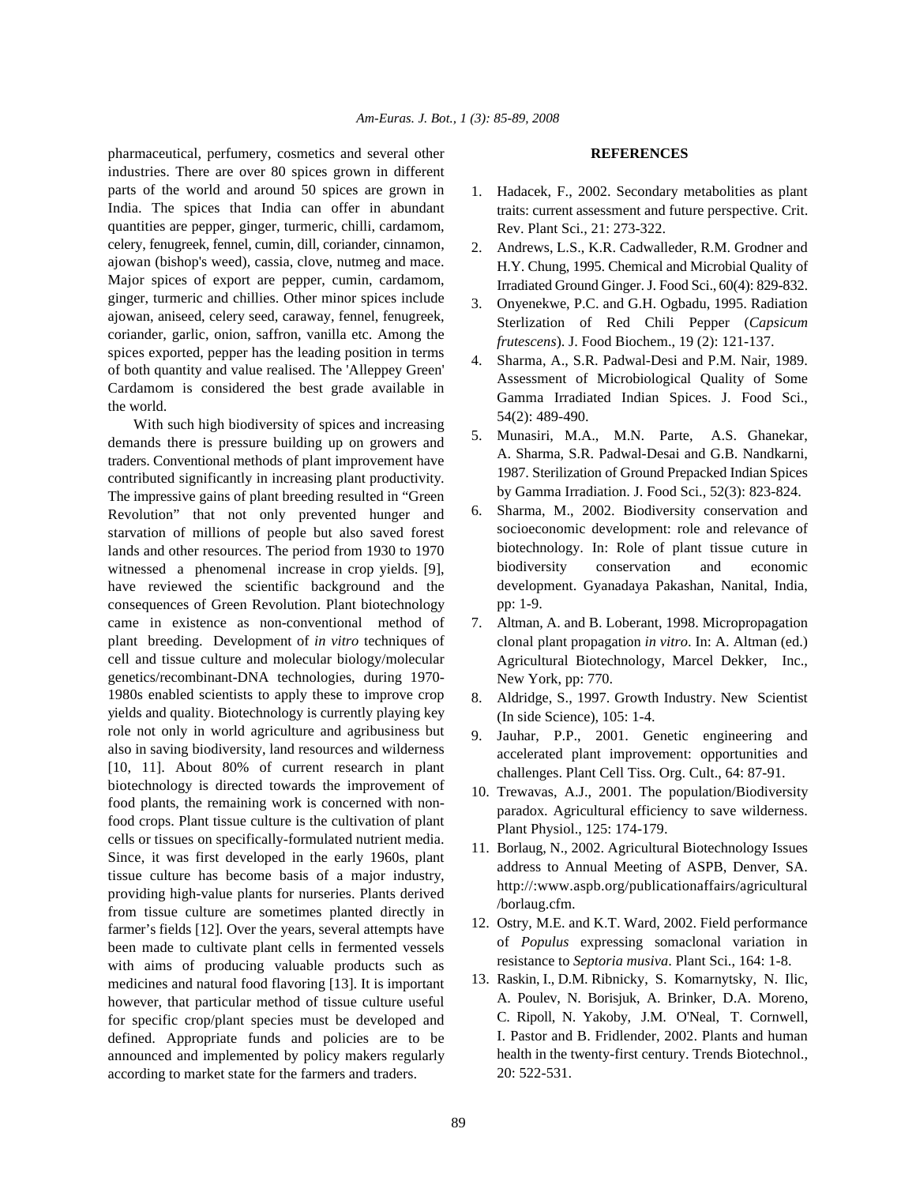pharmaceutical, perfumery, cosmetics and several other industries. There are over 80 spices grown in different parts of the world and around 50 spices are grown in India. The spices that India can offer in abundant quantities are pepper, ginger, turmeric, chilli, cardamom, celery, fenugreek, fennel, cumin, dill, coriander, cinnamon, ajowan (bishop's weed), cassia, clove, nutmeg and mace. Major spices of export are pepper, cumin, cardamom, ginger, turmeric and chillies. Other minor spices include ajowan, aniseed, celery seed, caraway, fennel, fenugreek, coriander, garlic, onion, saffron, vanilla etc. Among the spices exported, pepper has the leading position in terms of both quantity and value realised. The 'Alleppey Green' Cardamom is considered the best grade available in the world.

With such high biodiversity of spices and increasing demands there is pressure building up on growers and traders. Conventional methods of plant improvement have contributed significantly in increasing plant productivity. The impressive gains of plant breeding resulted in “Green Revolution” that not only prevented hunger and starvation of millions of people but also saved forest lands and other resources. The period from 1930 to 1970 witnessed a phenomenal increase in crop yields. [9], have reviewed the scientific background and the consequences of Green Revolution. Plant biotechnology came in existence as non-conventional method of plant breeding. Development of *in vitro* techniques of cell and tissue culture and molecular biology/molecular genetics/recombinant-DNA technologies, during 1970-1980s enabled scientists to apply these to improve crop yields and quality. Biotechnology is currently playing key role not only in world agriculture and agribusiness but also in saving biodiversity, land resources and wilderness [10, 11]. About 80% of current research in plant biotechnology is directed towards the improvement of food plants, the remaining work is concerned with non-food crops. Plant tissue culture is the cultivation of plant cells or tissues on specifically-formulated nutrient media. Since, it was first developed in the early 1960s, plant tissue culture has become basis of a major industry, providing high-value plants for nurseries. Plants derived from tissue culture are sometimes planted directly in farmer’s fields [12]. Over the years, several attempts have been made to cultivate plant cells in fermented vessels with aims of producing valuable products such as medicines and natural food flavoring [13]. It is important however, that particular method of tissue culture useful for specific crop/plant species must be developed and defined. Appropriate funds and policies are to be announced and implemented by policy makers regularly according to market state for the farmers and traders.

## REFERENCES

1. Hadacek, F., 2002. Secondary metabolities as plant traits: current assessment and future perspective. Crit. Rev. Plant Sci., 21: 273-322.
2. Andrews, L.S., K.R. Cadwalleder, R.M. Grodner and H.Y. Chung, 1995. Chemical and Microbial Quality of Irradiated Ground Ginger. J. Food Sci., 60(4): 829-832.
3. Onyenekwe, P.C. and G.H. Ogbadu, 1995. Radiation Sterlization of Red Chili Pepper (*Capsicum frutescens*). J. Food Biochem., 19 (2): 121-137.
4. Sharma, A., S.R. Padwal-Desi and P.M. Nair, 1989. Assessment of Microbiological Quality of Some Gamma Irradiated Indian Spices. J. Food Sci., 54(2): 489-490.
5. Munasiri, M.A., M.N. Parte, A.S. Ghanekar, A. Sharma, S.R. Padwal-Desai and G.B. Nandkarni, 1987. Sterilization of Ground Prepacked Indian Spices by Gamma Irradiation. J. Food Sci., 52(3): 823-824.
6. Sharma, M., 2002. Biodiversity conservation and socioeconomic development: role and relevance of biotechnology. In: Role of plant tissue cuture in biodiversity conservation and economic development. Gyanadaya Pakashan, Nanital, India, pp: 1-9.
7. Altman, A. and B. Loberant, 1998. Micropropagation clonal plant propagation *in vitro*. In: A. Altman (ed.) Agricultural Biotechnology, Marcel Dekker, Inc., New York, pp: 770.
8. Aldridge, S., 1997. Growth Industry. New Scientist (In side Science), 105: 1-4.
9. Jauhar, P.P., 2001. Genetic engineering and accelerated plant improvement: opportunities and challenges. Plant Cell Tiss. Org. Cult., 64: 87-91.
10. Trewavas, A.J., 2001. The population/Biodiversity paradox. Agricultural efficiency to save wilderness. Plant Physiol., 125: 174-179.
11. Borlaug, N., 2002. Agricultural Biotechnology Issues address to Annual Meeting of ASPB, Denver, SA. http://:www.aspb.org/publicationaffairs/agricultural/borlaug.cfm.
12. Ostry, M.E. and K.T. Ward, 2002. Field performance of *Populus* expressing somaclonal variation in resistance to *Septoria musiva*. Plant Sci., 164: 1-8.
13. Raskin, I., D.M. Ribnicky, S. Komarnytsky, N. Ilic, A. Poulev, N. Borisjuk, A. Brinker, D.A. Moreno, C. Ripoll, N. Yakoby, J.M. O'Neal, T. Cornwell, I. Pastor and B. Fridlender, 2002. Plants and human health in the twenty-first century. Trends Biotechnol., 20: 522-531.